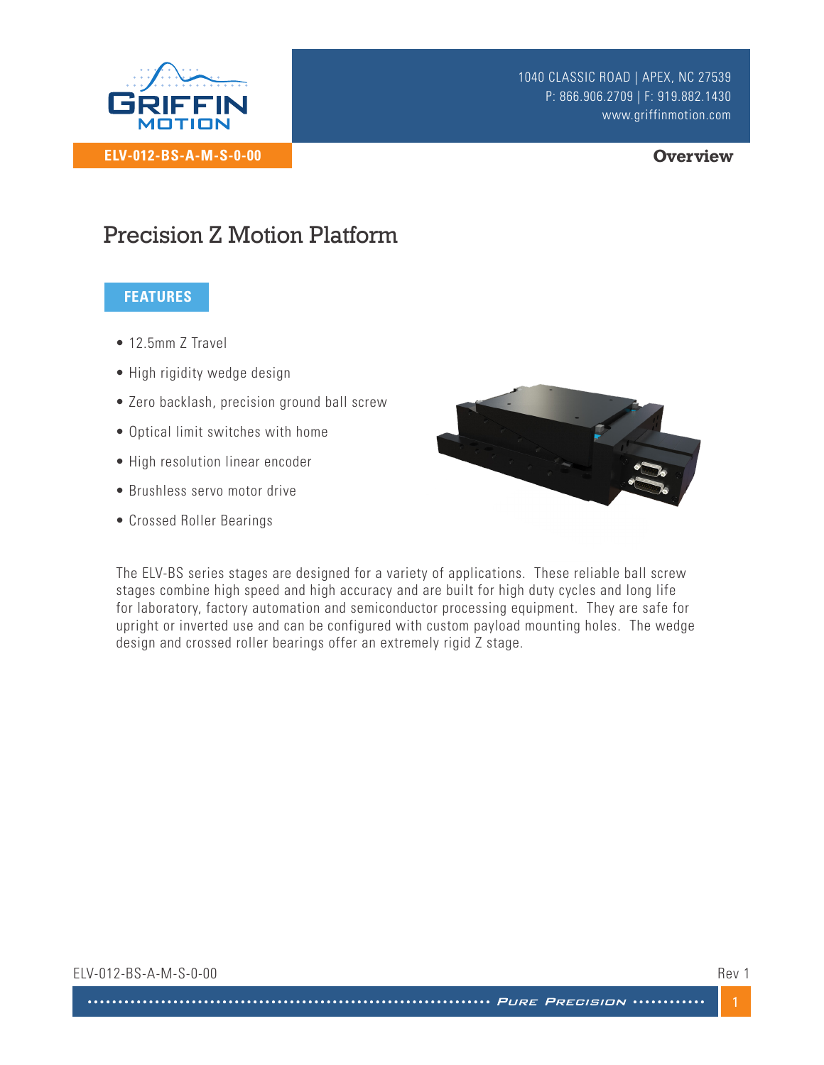ELV-012-BS-A-M-S-0-00

1040 CLASSIC ROAD | APEX, NC 27539
P: 866.906.2709 | F: 919.882.1430
www.griffinmotion.com

**Overview**

# Precision Z Motion Platform

## FEATURES

- 12.5mm Z Travel
- High rigidity wedge design
- Zero backlash, precision ground ball screw
- Optical limit switches with home
- High resolution linear encoder
- Brushless servo motor drive
- Crossed Roller Bearings

The ELV-BS series stages are designed for a variety of applications. These reliable ball screw stages combine high speed and high accuracy and are built for high duty cycles and long life for laboratory, factory automation and semiconductor processing equipment. They are safe for upright or inverted use and can be configured with custom payload mounting holes. The wedge design and crossed roller bearings offer an extremely rigid Z stage.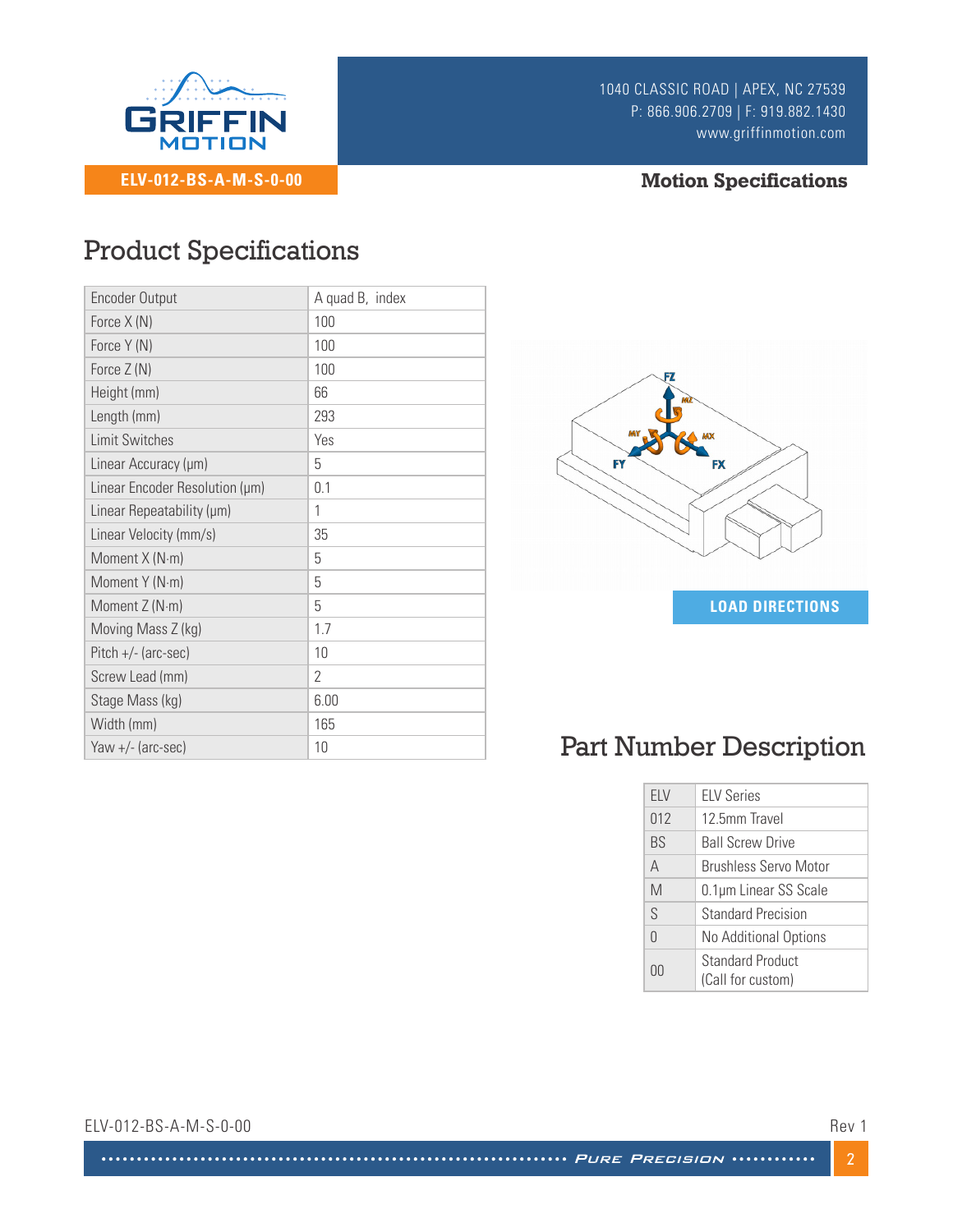ELV-012-BS-A-M-S-0-00

**Motion Specifications**

## Product Specifications

| Encoder Output | A quad B, index |
|---|---|
| Force X (N) | 100 |
| Force Y (N) | 100 |
| Force Z (N) | 100 |
| Height (mm) | 66 |
| Length (mm) | 293 |
| Limit Switches | Yes |
| Linear Accuracy (µm) | 5 |
| Linear Encoder Resolution (µm) | 0.1 |
| Linear Repeatability (µm) | 1 |
| Linear Velocity (mm/s) | 35 |
| Moment X (N·m) | 5 |
| Moment Y (N·m) | 5 |
| Moment Z (N·m) | 5 |
| Moving Mass Z (kg) | 1.7 |
| Pitch +/- (arc-sec) | 10 |
| Screw Lead (mm) | 2 |
| Stage Mass (kg) | 6.00 |
| Width (mm) | 165 |
| Yaw +/- (arc-sec) | 10 |

LOAD DIRECTIONS

## Part Number Description

| ELV | ELV Series |
|---|---|
| 012 | 12.5mm Travel |
| BS | Ball Screw Drive |
| A | Brushless Servo Motor |
| M | 0.1µm Linear SS Scale |
| S | Standard Precision |
| 0 | No Additional Options |
| 00 | Standard Product (Call for custom) |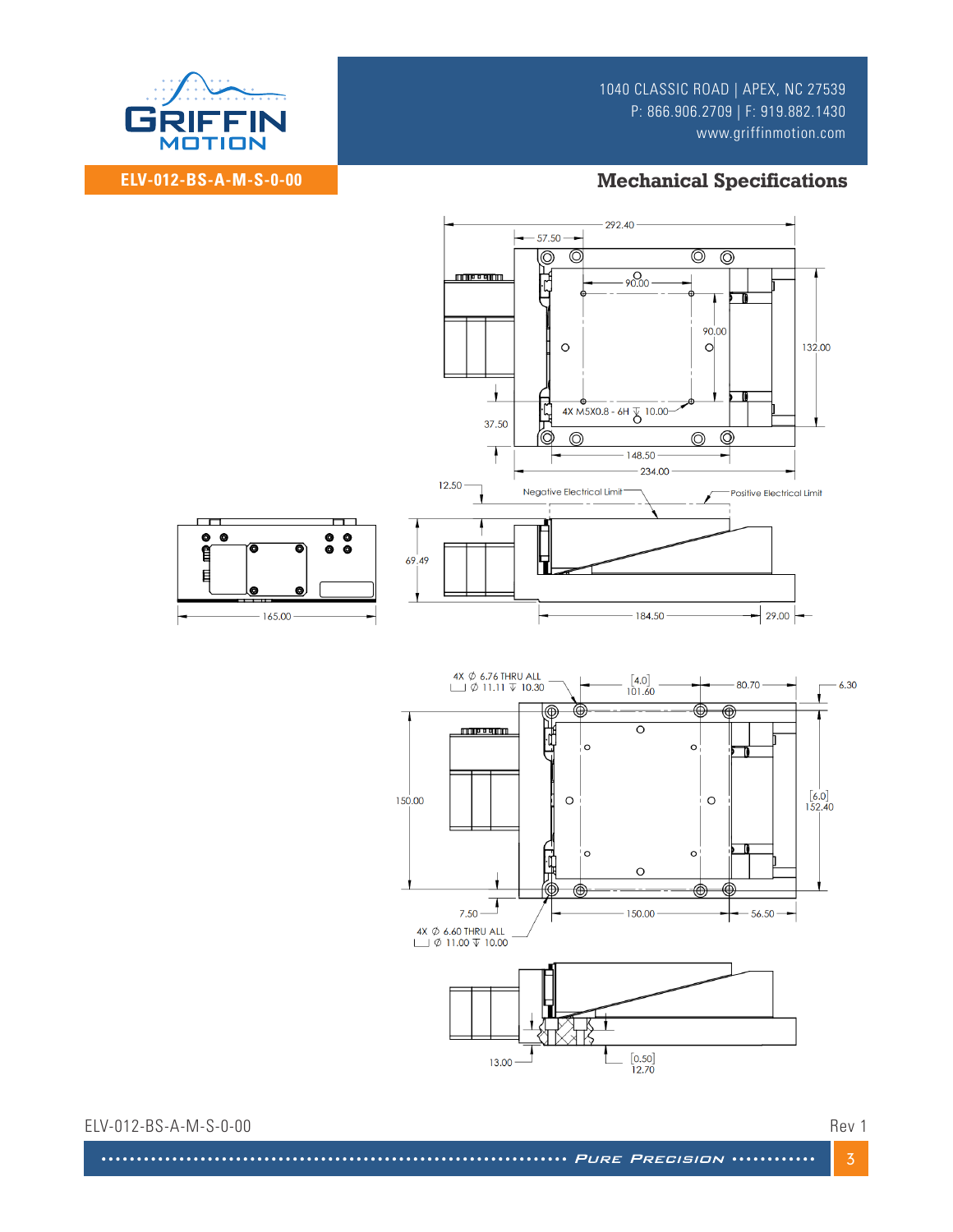ELV-012-BS-A-M-S-0-00

## Mechanical Specifications

292.40

57.50

90.00

90.00

132.00

4X M5X0.8 - 6H ↧ 10.00

37.50

148.50

234.00

12.50

Negative Electrical Limit

Positive Electrical Limit

69.49

165.00

184.50

29.00

4X ⌀ 6.76 THRU ALL
⌴ ⌀ 11.11 ↧ 10.30

[4.0]
101.60

80.70

6.30

150.00

[6.0]
152.40

7.50

150.00

56.50

4X ⌀ 6.60 THRU ALL
⌴ ⌀ 11.00 ↧ 10.00

13.00

[0.50]
12.70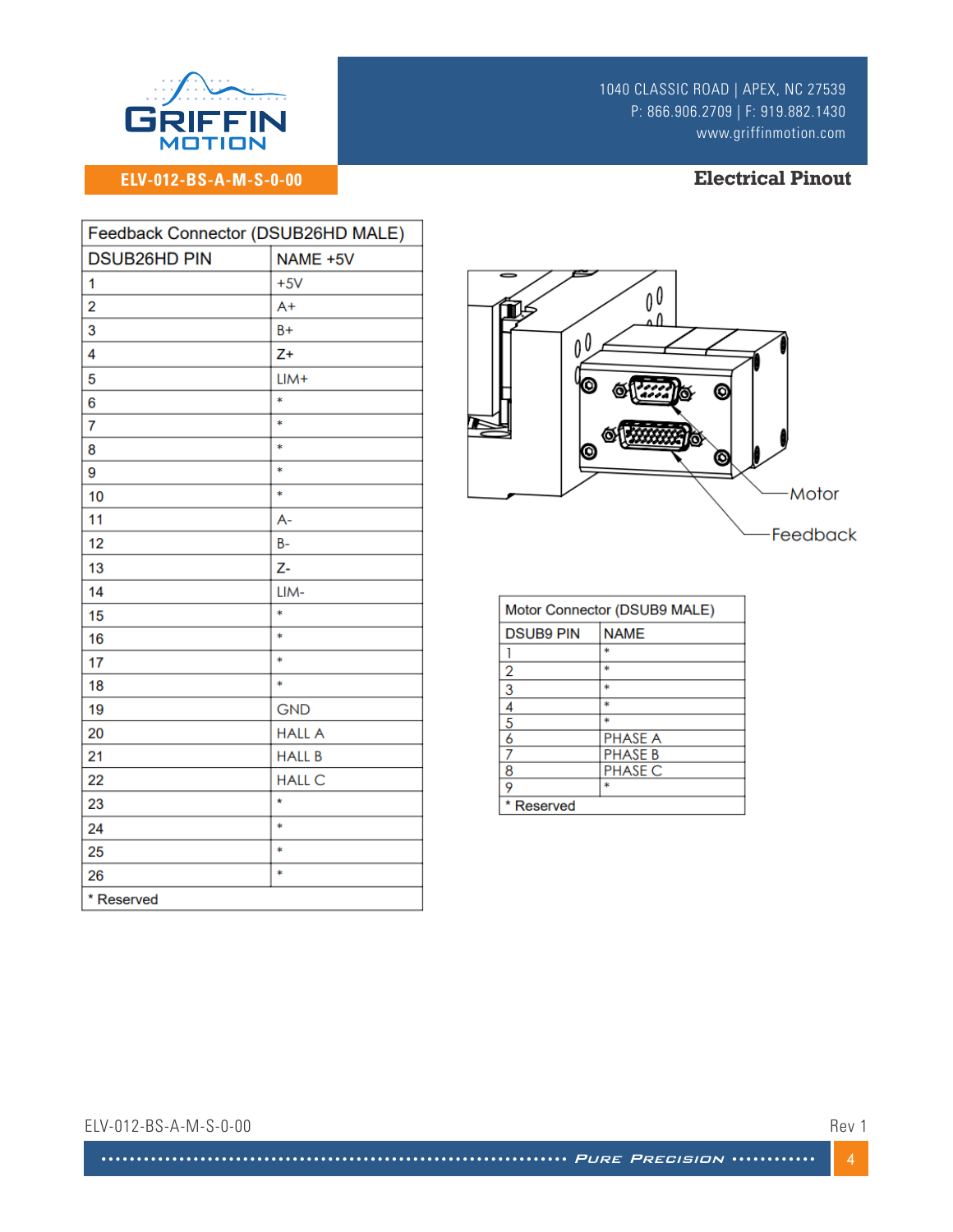## Electrical Pinout

| Feedback Connector (DSUB26HD MALE) | |
|---|---|
| DSUB26HD PIN | NAME +5V |
| 1 | +5V |
| 2 | A+ |
| 3 | B+ |
| 4 | Z+ |
| 5 | LIM+ |
| 6 | * |
| 7 | * |
| 8 | * |
| 9 | * |
| 10 | * |
| 11 | A- |
| 12 | B- |
| 13 | Z- |
| 14 | LIM- |
| 15 | * |
| 16 | * |
| 17 | * |
| 18 | * |
| 19 | GND |
| 20 | HALL A |
| 21 | HALL B |
| 22 | HALL C |
| 23 | * |
| 24 | * |
| 25 | * |
| 26 | * |
| * Reserved | |

Motor

Feedback

| Motor Connector (DSUB9 MALE) | |
|---|---|
| DSUB9 PIN | NAME |
| 1 | * |
| 2 | * |
| 3 | * |
| 4 | * |
| 5 | * |
| 6 | PHASE A |
| 7 | PHASE B |
| 8 | PHASE C |
| 9 | * |
| * Reserved | |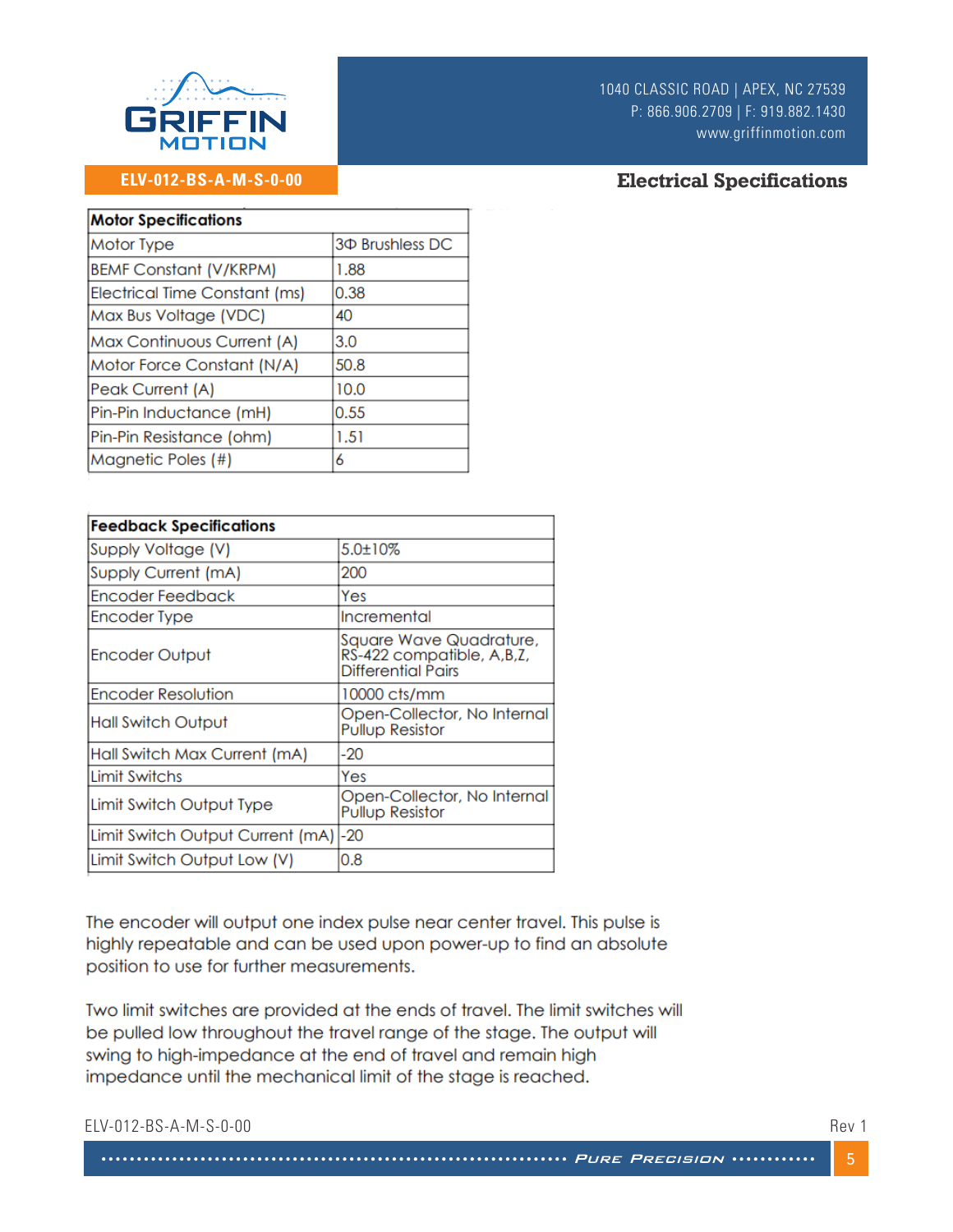ELV-012-BS-A-M-S-0-00

## Electrical Specifications

| Motor Specifications | |
|---|---|
| Motor Type | 3Φ Brushless DC |
| BEMF Constant (V/KRPM) | 1.88 |
| Electrical Time Constant (ms) | 0.38 |
| Max Bus Voltage (VDC) | 40 |
| Max Continuous Current (A) | 3.0 |
| Motor Force Constant (N/A) | 50.8 |
| Peak Current (A) | 10.0 |
| Pin-Pin Inductance (mH) | 0.55 |
| Pin-Pin Resistance (ohm) | 1.51 |
| Magnetic Poles (#) | 6 |

| Feedback Specifications | |
|---|---|
| Supply Voltage (V) | 5.0±10% |
| Supply Current (mA) | 200 |
| Encoder Feedback | Yes |
| Encoder Type | Incremental |
| Encoder Output | Square Wave Quadrature, RS-422 compatible, A,B,Z, Differential Pairs |
| Encoder Resolution | 10000 cts/mm |
| Hall Switch Output | Open-Collector, No Internal Pullup Resistor |
| Hall Switch Max Current (mA) | -20 |
| Limit Switchs | Yes |
| Limit Switch Output Type | Open-Collector, No Internal Pullup Resistor |
| Limit Switch Output Current (mA) | -20 |
| Limit Switch Output Low (V) | 0.8 |

The encoder will output one index pulse near center travel. This pulse is highly repeatable and can be used upon power-up to find an absolute position to use for further measurements.

Two limit switches are provided at the ends of travel. The limit switches will be pulled low throughout the travel range of the stage. The output will swing to high-impedance at the end of travel and remain high impedance until the mechanical limit of the stage is reached.